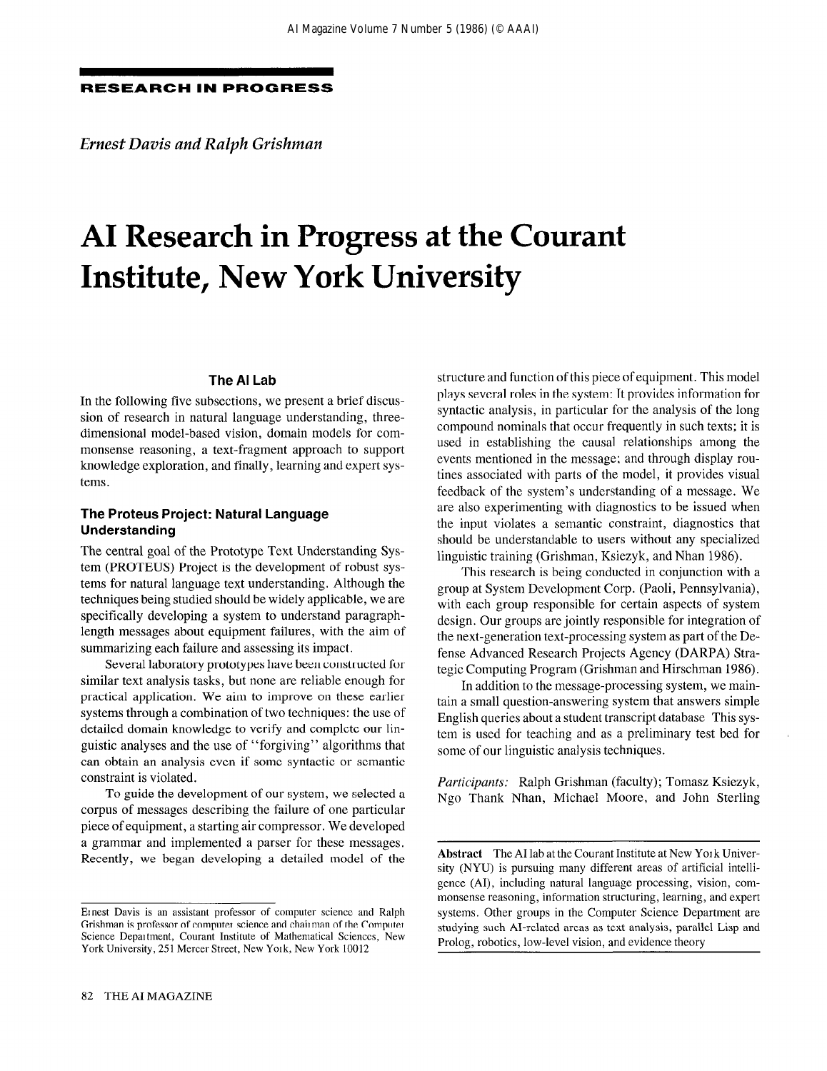**RESEARCH IN PROGRESS**

*Ernest Davis and Ralph Grishman*

# AI Research in Progress at the Courant Institute, New York University

## The AI Lab

In the following five subsections, we present a brief discussion of research in natural language understanding, three-dimensional model-based vision, domain models for commonsense reasoning, a text-fragment approach to support knowledge exploration, and finally, learning and expert systems.

### The Proteus Project: Natural Language Understanding

The central goal of the Prototype Text Understanding System (PROTEUS) Project is the development of robust systems for natural language text understanding. Although the techniques being studied should be widely applicable, we are specifically developing a system to understand paragraph-length messages about equipment failures, with the aim of summarizing each failure and assessing its impact.

Several laboratory prototypes have been constructed for similar text analysis tasks, but none are reliable enough for practical application. We aim to improve on these earlier systems through a combination of two techniques: the use of detailed domain knowledge to verify and complete our linguistic analyses and the use of "forgiving" algorithms that can obtain an analysis even if some syntactic or semantic constraint is violated.

To guide the development of our system, we selected a corpus of messages describing the failure of one particular piece of equipment, a starting air compressor. We developed a grammar and implemented a parser for these messages. Recently, we began developing a detailed model of the structure and function of this piece of equipment. This model plays several roles in the system: It provides information for syntactic analysis, in particular for the analysis of the long compound nominals that occur frequently in such texts; it is used in establishing the causal relationships among the events mentioned in the message; and through display routines associated with parts of the model, it provides visual feedback of the system's understanding of a message. We are also experimenting with diagnostics to be issued when the input violates a semantic constraint, diagnostics that should be understandable to users without any specialized linguistic training (Grishman, Ksiezyk, and Nhan 1986).

This research is being conducted in conjunction with a group at System Development Corp. (Paoli, Pennsylvania), with each group responsible for certain aspects of system design. Our groups are jointly responsible for integration of the next-generation text-processing system as part of the Defense Advanced Research Projects Agency (DARPA) Strategic Computing Program (Grishman and Hirschman 1986).

In addition to the message-processing system, we maintain a small question-answering system that answers simple English queries about a student transcript database This system is used for teaching and as a preliminary test bed for some of our linguistic analysis techniques.

*Participants:* Ralph Grishman (faculty); Tomasz Ksiezyk, Ngo Thank Nhan, Michael Moore, and John Sterling

---

**Abstract** The AI lab at the Courant Institute at New York University (NYU) is pursuing many different areas of artificial intelligence (AI), including natural language processing, vision, commonsense reasoning, information structuring, learning, and expert systems. Other groups in the Computer Science Department are studying such AI-related areas as text analysis, parallel Lisp and Prolog, robotics, low-level vision, and evidence theory

---

Ernest Davis is an assistant professor of computer science and Ralph Grishman is professor of computer science and chairman of the Computer Science Department, Courant Institute of Mathematical Sciences, New York University, 251 Mercer Street, New York, New York 10012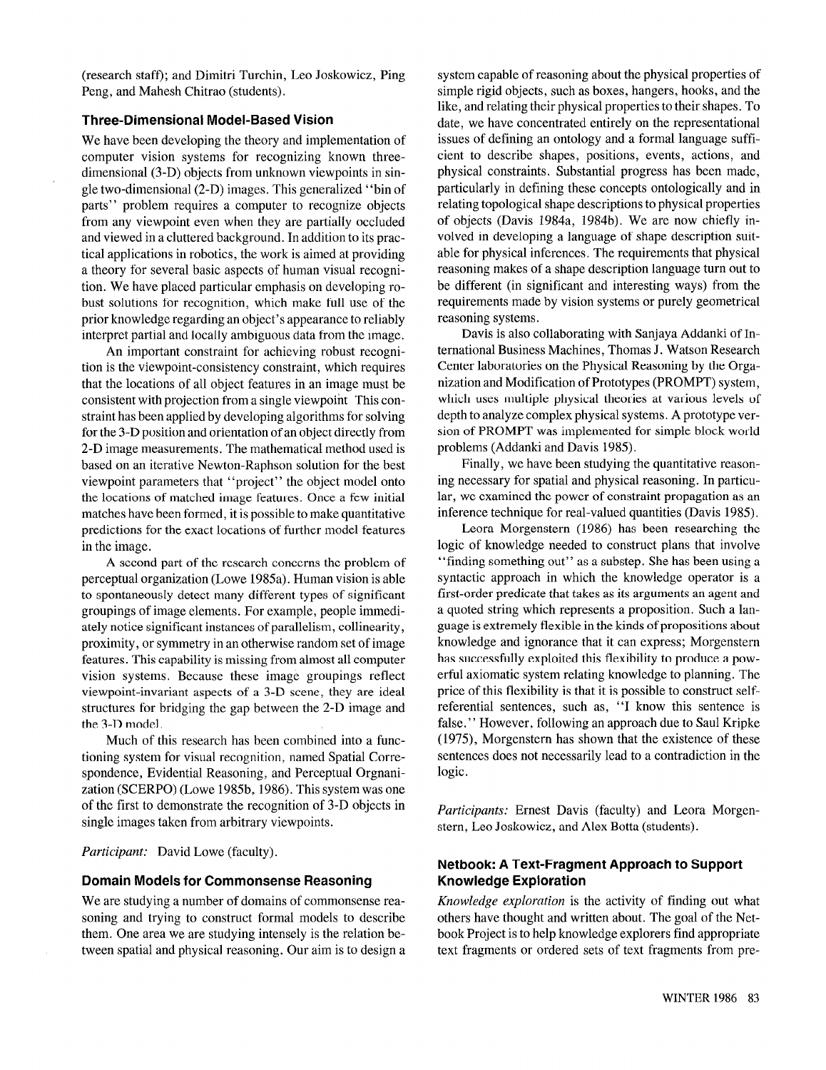(research staff); and Dimitri Turchin, Leo Joskowicz, Ping Peng, and Mahesh Chitrao (students).

### Three-Dimensional Model-Based Vision

We have been developing the theory and implementation of computer vision systems for recognizing known three-dimensional (3-D) objects from unknown viewpoints in single two-dimensional (2-D) images. This generalized "bin of parts" problem requires a computer to recognize objects from any viewpoint even when they are partially occluded and viewed in a cluttered background. In addition to its practical applications in robotics, the work is aimed at providing a theory for several basic aspects of human visual recognition. We have placed particular emphasis on developing robust solutions for recognition, which make full use of the prior knowledge regarding an object's appearance to reliably interpret partial and locally ambiguous data from the image.

An important constraint for achieving robust recognition is the viewpoint-consistency constraint, which requires that the locations of all object features in an image must be consistent with projection from a single viewpoint. This constraint has been applied by developing algorithms for solving for the 3-D position and orientation of an object directly from 2-D image measurements. The mathematical method used is based on an iterative Newton-Raphson solution for the best viewpoint parameters that "project" the object model onto the locations of matched image features. Once a few initial matches have been formed, it is possible to make quantitative predictions for the exact locations of further model features in the image.

A second part of the research concerns the problem of perceptual organization (Lowe 1985a). Human vision is able to spontaneously detect many different types of significant groupings of image elements. For example, people immediately notice significant instances of parallelism, collinearity, proximity, or symmetry in an otherwise random set of image features. This capability is missing from almost all computer vision systems. Because these image groupings reflect viewpoint-invariant aspects of a 3-D scene, they are ideal structures for bridging the gap between the 2-D image and the 3-D model.

Much of this research has been combined into a functioning system for visual recognition, named Spatial Correspondence, Evidential Reasoning, and Perceptual Orgnanization (SCERPO) (Lowe 1985b, 1986). This system was one of the first to demonstrate the recognition of 3-D objects in single images taken from arbitrary viewpoints.

*Participant:* David Lowe (faculty).

### Domain Models for Commonsense Reasoning

We are studying a number of domains of commonsense reasoning and trying to construct formal models to describe them. One area we are studying intensely is the relation between spatial and physical reasoning. Our aim is to design a system capable of reasoning about the physical properties of simple rigid objects, such as boxes, hangers, hooks, and the like, and relating their physical properties to their shapes. To date, we have concentrated entirely on the representational issues of defining an ontology and a formal language sufficient to describe shapes, positions, events, actions, and physical constraints. Substantial progress has been made, particularly in defining these concepts ontologically and in relating topological shape descriptions to physical properties of objects (Davis 1984a, 1984b). We are now chiefly involved in developing a language of shape description suitable for physical inferences. The requirements that physical reasoning makes of a shape description language turn out to be different (in significant and interesting ways) from the requirements made by vision systems or purely geometrical reasoning systems.

Davis is also collaborating with Sanjaya Addanki of International Business Machines, Thomas J. Watson Research Center laboratories on the Physical Reasoning by the Organization and Modification of Prototypes (PROMPT) system, which uses multiple physical theories at various levels of depth to analyze complex physical systems. A prototype version of PROMPT was implemented for simple block world problems (Addanki and Davis 1985).

Finally, we have been studying the quantitative reasoning necessary for spatial and physical reasoning. In particular, we examined the power of constraint propagation as an inference technique for real-valued quantities (Davis 1985).

Leora Morgenstern (1986) has been researching the logic of knowledge needed to construct plans that involve "finding something out" as a substep. She has been using a syntactic approach in which the knowledge operator is a first-order predicate that takes as its arguments an agent and a quoted string which represents a proposition. Such a language is extremely flexible in the kinds of propositions about knowledge and ignorance that it can express; Morgenstern has successfully exploited this flexibility to produce a powerful axiomatic system relating knowledge to planning. The price of this flexibility is that it is possible to construct self-referential sentences, such as, "I know this sentence is false." However, following an approach due to Saul Kripke (1975), Morgenstern has shown that the existence of these sentences does not necessarily lead to a contradiction in the logic.

*Participants:* Ernest Davis (faculty) and Leora Morgenstern, Leo Joskowicz, and Alex Botta (students).

### Netbook: A Text-Fragment Approach to Support Knowledge Exploration

*Knowledge exploration* is the activity of finding out what others have thought and written about. The goal of the Netbook Project is to help knowledge explorers find appropriate text fragments or ordered sets of text fragments from pre-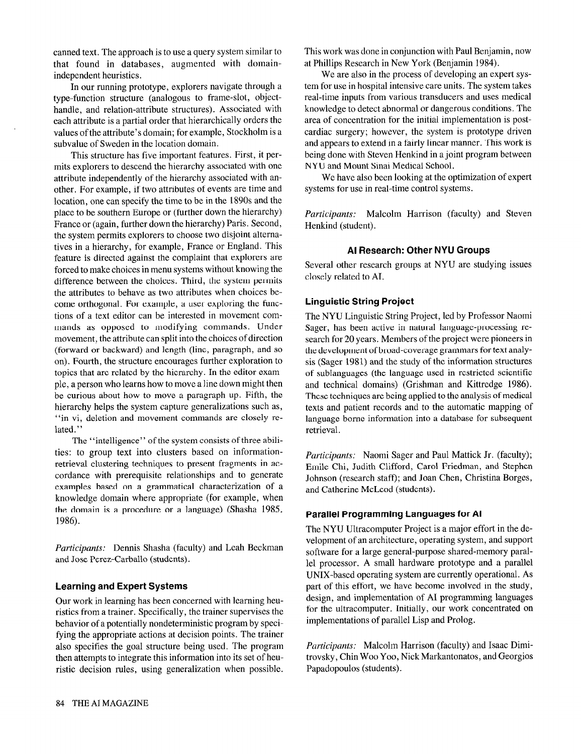canned text. The approach is to use a query system similar to that found in databases, augmented with domain-independent heuristics.

In our running prototype, explorers navigate through a type-function structure (analogous to frame-slot, object-handle, and relation-attribute structures). Associated with each attribute is a partial order that hierarchically orders the values of the attribute's domain; for example, Stockholm is a subvalue of Sweden in the location domain.

This structure has five important features. First, it permits explorers to descend the hierarchy associated with one attribute independently of the hierarchy associated with another. For example, if two attributes of events are time and location, one can specify the time to be in the 1890s and the place to be southern Europe or (further down the hierarchy) France or (again, further down the hierarchy) Paris. Second, the system permits explorers to choose two disjoint alternatives in a hierarchy, for example, France or England. This feature is directed against the complaint that explorers are forced to make choices in menu systems without knowing the difference between the choices. Third, the system permits the attributes to behave as two attributes when choices become orthogonal. For example, a user exploring the functions of a text editor can be interested in movement commands as opposed to modifying commands. Under movement, the attribute can split into the choices of direction (forward or backward) and length (line, paragraph, and so on). Fourth, the structure encourages further exploration to topics that are related by the hierarchy. In the editor example, a person who learns how to move a line down might then be curious about how to move a paragraph up. Fifth, the hierarchy helps the system capture generalizations such as, "in vi, deletion and movement commands are closely related."

The "intelligence" of the system consists of three abilities: to group text into clusters based on information-retrieval clustering techniques to present fragments in accordance with prerequisite relationships and to generate examples based on a grammatical characterization of a knowledge domain where appropriate (for example, when the domain is a procedure or a language) (Shasha 1985, 1986).

*Participants:* Dennis Shasha (faculty) and Leah Beckman and Jose Perez-Carballo (students).

### Learning and Expert Systems

Our work in learning has been concerned with learning heuristics from a trainer. Specifically, the trainer supervises the behavior of a potentially nondeterministic program by specifying the appropriate actions at decision points. The trainer also specifies the goal structure being used. The program then attempts to integrate this information into its set of heuristic decision rules, using generalization when possible. This work was done in conjunction with Paul Benjamin, now at Phillips Research in New York (Benjamin 1984).

We are also in the process of developing an expert system for use in hospital intensive care units. The system takes real-time inputs from various transducers and uses medical knowledge to detect abnormal or dangerous conditions. The area of concentration for the initial implementation is post-cardiac surgery; however, the system is prototype driven and appears to extend in a fairly linear manner. This work is being done with Steven Henkind in a joint program between NYU and Mount Sinai Medical School.

We have also been looking at the optimization of expert systems for use in real-time control systems.

*Participants:* Malcolm Harrison (faculty) and Steven Henkind (student).

## AI Research: Other NYU Groups

Several other research groups at NYU are studying issues closely related to AI.

### Linguistic String Project

The NYU Linguistic String Project, led by Professor Naomi Sager, has been active in natural language-processing research for 20 years. Members of the project were pioneers in the development of broad-coverage grammars for text analysis (Sager 1981) and the study of the information structures of sublanguages (the language used in restricted scientific and technical domains) (Grishman and Kittredge 1986). These techniques are being applied to the analysis of medical texts and patient records and to the automatic mapping of language borne information into a database for subsequent retrieval.

*Participants:* Naomi Sager and Paul Mattick Jr. (faculty); Emile Chi, Judith Clifford, Carol Friedman, and Stephen Johnson (research staff); and Joan Chen, Christina Borges, and Catherine McLeod (students).

### Parallel Programming Languages for AI

The NYU Ultracomputer Project is a major effort in the development of an architecture, operating system, and support software for a large general-purpose shared-memory parallel processor. A small hardware prototype and a parallel UNIX-based operating system are currently operational. As part of this effort, we have become involved in the study, design, and implementation of AI programming languages for the ultracomputer. Initially, our work concentrated on implementations of parallel Lisp and Prolog.

*Participants:* Malcolm Harrison (faculty) and Isaac Dimitrovsky, Chin Woo Yoo, Nick Markantonatos, and Georgios Papadopoulos (students).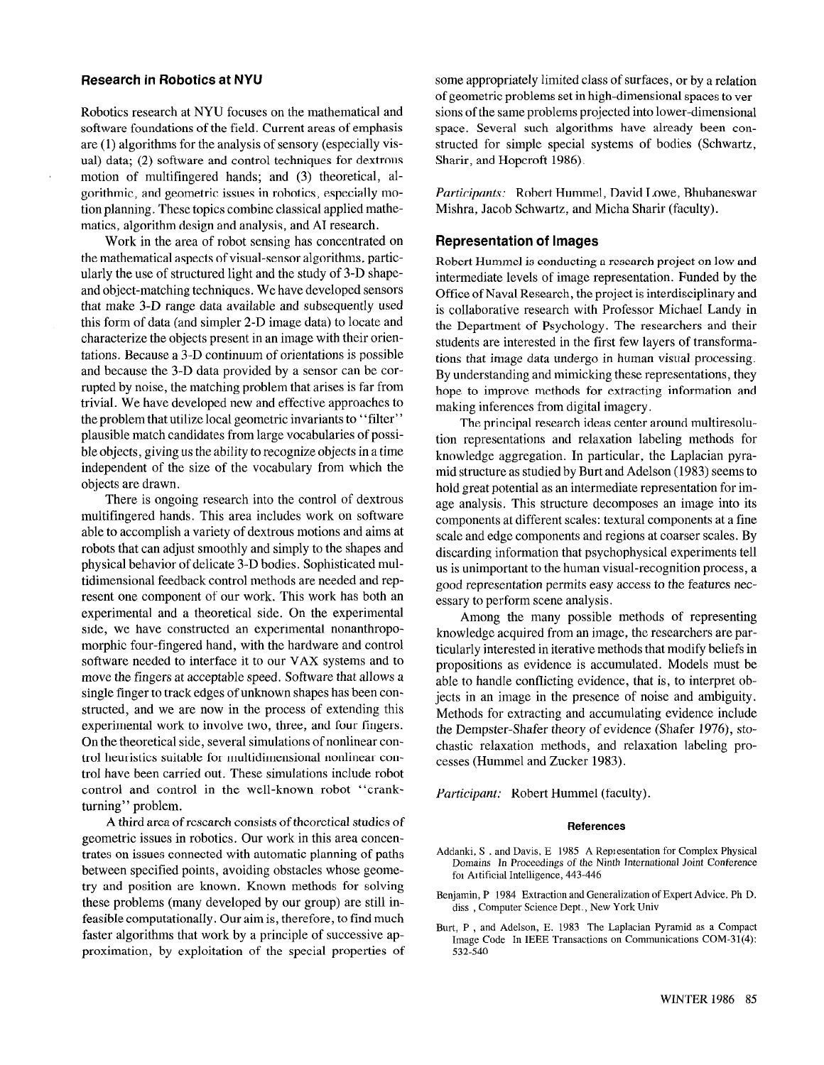## Research in Robotics at NYU

Robotics research at NYU focuses on the mathematical and software foundations of the field. Current areas of emphasis are (1) algorithms for the analysis of sensory (especially visual) data; (2) software and control techniques for dextrous motion of multifingered hands; and (3) theoretical, algorithmic, and geometric issues in robotics, especially motion planning. These topics combine classical applied mathematics, algorithm design and analysis, and AI research.

Work in the area of robot sensing has concentrated on the mathematical aspects of visual-sensor algorithms, particularly the use of structured light and the study of 3-D shape- and object-matching techniques. We have developed sensors that make 3-D range data available and subsequently used this form of data (and simpler 2-D image data) to locate and characterize the objects present in an image with their orientations. Because a 3-D continuum of orientations is possible and because the 3-D data provided by a sensor can be corrupted by noise, the matching problem that arises is far from trivial. We have developed new and effective approaches to the problem that utilize local geometric invariants to "filter" plausible match candidates from large vocabularies of possible objects, giving us the ability to recognize objects in a time independent of the size of the vocabulary from which the objects are drawn.

There is ongoing research into the control of dextrous multifingered hands. This area includes work on software able to accomplish a variety of dextrous motions and aims at robots that can adjust smoothly and simply to the shapes and physical behavior of delicate 3-D bodies. Sophisticated multidimensional feedback control methods are needed and represent one component of our work. This work has both an experimental and a theoretical side. On the experimental side, we have constructed an experimental nonanthropomorphic four-fingered hand, with the hardware and control software needed to interface it to our VAX systems and to move the fingers at acceptable speed. Software that allows a single finger to track edges of unknown shapes has been constructed, and we are now in the process of extending this experimental work to involve two, three, and four fingers. On the theoretical side, several simulations of nonlinear control heuristics suitable for multidimensional nonlinear control have been carried out. These simulations include robot control and control in the well-known robot "crank-turning" problem.

A third area of research consists of theoretical studies of geometric issues in robotics. Our work in this area concentrates on issues connected with automatic planning of paths between specified points, avoiding obstacles whose geometry and position are known. Known methods for solving these problems (many developed by our group) are still infeasible computationally. Our aim is, therefore, to find much faster algorithms that work by a principle of successive approximation, by exploitation of the special properties of some appropriately limited class of surfaces, or by a relation of geometric problems set in high-dimensional spaces to versions of the same problems projected into lower-dimensional space. Several such algorithms have already been constructed for simple special systems of bodies (Schwartz, Sharir, and Hopcroft 1986).

*Participants:* Robert Hummel, David Lowe, Bhubaneswar Mishra, Jacob Schwartz, and Micha Sharir (faculty).

## Representation of Images

Robert Hummel is conducting a research project on low and intermediate levels of image representation. Funded by the Office of Naval Research, the project is interdisciplinary and is collaborative research with Professor Michael Landy in the Department of Psychology. The researchers and their students are interested in the first few layers of transformations that image data undergo in human visual processing. By understanding and mimicking these representations, they hope to improve methods for extracting information and making inferences from digital imagery.

The principal research ideas center around multiresolution representations and relaxation labeling methods for knowledge aggregation. In particular, the Laplacian pyramid structure as studied by Burt and Adelson (1983) seems to hold great potential as an intermediate representation for image analysis. This structure decomposes an image into its components at different scales: textural components at a fine scale and edge components and regions at coarser scales. By discarding information that psychophysical experiments tell us is unimportant to the human visual-recognition process, a good representation permits easy access to the features necessary to perform scene analysis.

Among the many possible methods of representing knowledge acquired from an image, the researchers are particularly interested in iterative methods that modify beliefs in propositions as evidence is accumulated. Models must be able to handle conflicting evidence, that is, to interpret objects in an image in the presence of noise and ambiguity. Methods for extracting and accumulating evidence include the Dempster-Shafer theory of evidence (Shafer 1976), stochastic relaxation methods, and relaxation labeling processes (Hummel and Zucker 1983).

*Participant:* Robert Hummel (faculty).

### References

Addanki, S. and Davis, E 1985 A Representation for Complex Physical Domains In Proceedings of the Ninth International Joint Conference for Artificial Intelligence, 443-446

Benjamin, P 1984 Extraction and Generalization of Expert Advice. Ph D. diss , Computer Science Dept., New York Univ

Burt, P , and Adelson, E. 1983 The Laplacian Pyramid as a Compact Image Code In IEEE Transactions on Communications COM-31(4): 532-540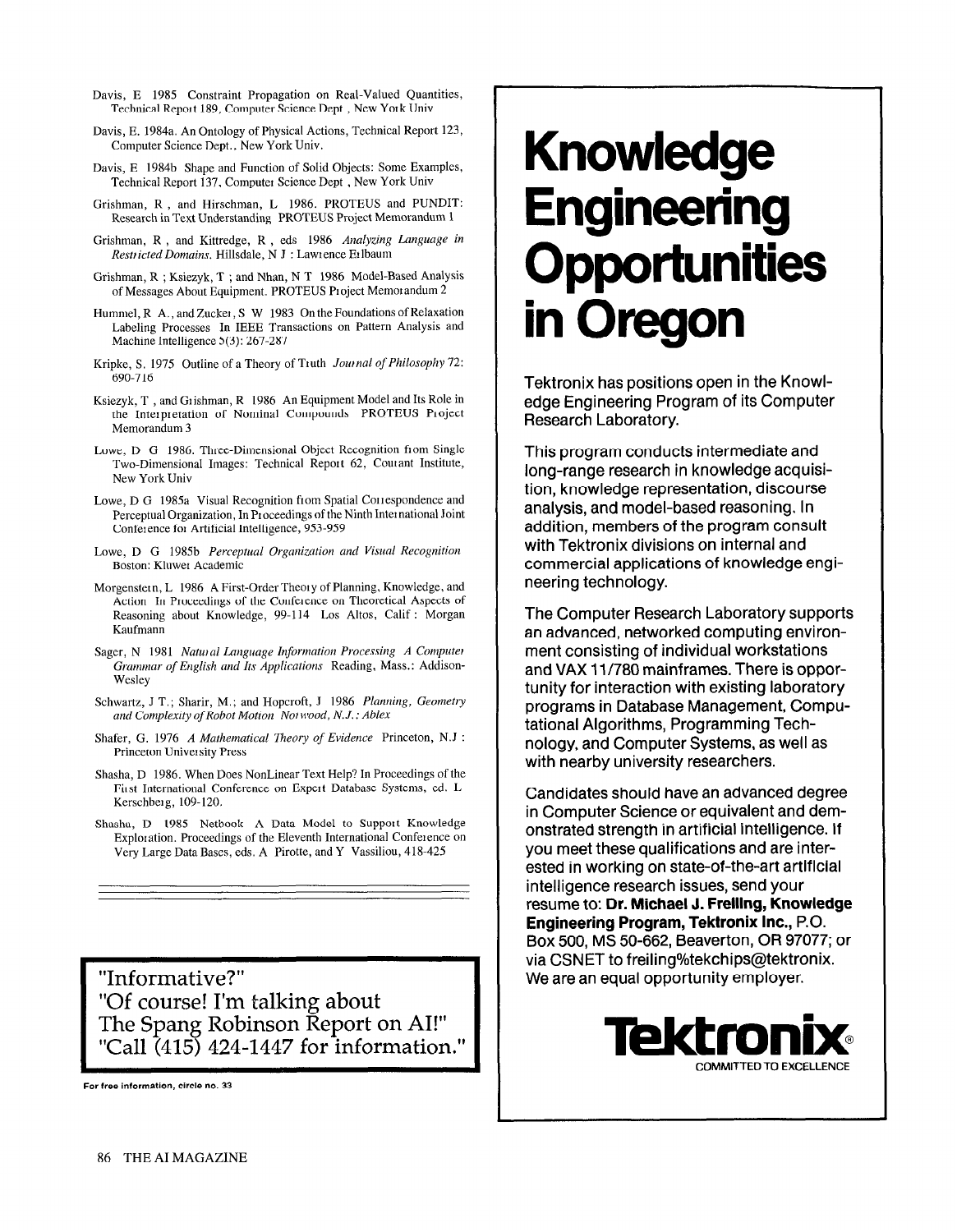Davis, E 1985 Constraint Propagation on Real-Valued Quantities, Technical Report 189, Computer Science Dept , New York Univ

Davis, E. 1984a. An Ontology of Physical Actions, Technical Report 123, Computer Science Dept., New York Univ.

Davis, E 1984b Shape and Function of Solid Objects: Some Examples, Technical Report 137, Computer Science Dept , New York Univ

Grishman, R , and Hirschman, L 1986. PROTEUS and PUNDIT: Research in Text Understanding PROTEUS Project Memorandum 1

Grishman, R , and Kittredge, R , eds 1986 *Analyzing Language in Restricted Domains*. Hillsdale, N J : Lawrence Erlbaum

Grishman, R ; Ksiezyk, T ; and Nhan, N T 1986 Model-Based Analysis of Messages About Equipment. PROTEUS Project Memorandum 2

Hummel, R A., and Zucker, S W 1983 On the Foundations of Relaxation Labeling Processes In IEEE Transactions on Pattern Analysis and Machine Intelligence 5(3): 267-287

Kripke, S. 1975 Outline of a Theory of Truth *Journal of Philosophy* 72: 690-716

Ksiezyk, T , and Grishman, R 1986 An Equipment Model and Its Role in the Interpretation of Nominal Compounds PROTEUS Project Memorandum 3

Lowe, D G 1986. Three-Dimensional Object Recognition from Single Two-Dimensional Images: Technical Report 62, Courant Institute, New York Univ

Lowe, D G 1985a Visual Recognition from Spatial Correspondence and Perceptual Organization, In Proceedings of the Ninth International Joint Conference for Artificial Intelligence, 953-959

Lowe, D G 1985b *Perceptual Organization and Visual Recognition* Boston: Kluwer Academic

Morgenstern, L 1986 A First-Order Theory of Planning, Knowledge, and Action In Proceedings of the Conference on Theoretical Aspects of Reasoning about Knowledge, 99-114 Los Altos, Calif : Morgan Kaufmann

Sager, N 1981 *Natural Language Information Processing A Computer Grammar of English and Its Applications* Reading, Mass.: Addison-Wesley

Schwartz, J T.; Sharir, M.; and Hopcroft, J 1986 *Planning, Geometry and Complexity of Robot Motion Norwood, N.J.: Ablex*

Shafer, G. 1976 *A Mathematical Theory of Evidence* Princeton, N.J : Princeton University Press

Shasha, D 1986. When Does NonLinear Text Help? In Proceedings of the First International Conference on Expert Database Systems, ed. L Kerschberg, 109-120.

Shasha, D 1985 Netbook A Data Model to Support Knowledge Exploration. Proceedings of the Eleventh International Conference on Very Large Data Bases, eds. A Pirotte, and Y Vassiliou, 418-425

---

"Informative?"
"Of course! I'm talking about
The Spang Robinson Report on AI!"
"Call (415) 424-1447 for information."

For free information, circle no. 33

---

# Knowledge Engineering Opportunities in Oregon

Tektronix has positions open in the Knowledge Engineering Program of its Computer Research Laboratory.

This program conducts intermediate and long-range research in knowledge acquisition, knowledge representation, discourse analysis, and model-based reasoning. In addition, members of the program consult with Tektronix divisions on internal and commercial applications of knowledge engineering technology.

The Computer Research Laboratory supports an advanced, networked computing environment consisting of individual workstations and VAX 11/780 mainframes. There is opportunity for interaction with existing laboratory programs in Database Management, Computational Algorithms, Programming Technology, and Computer Systems, as well as with nearby university researchers.

Candidates should have an advanced degree in Computer Science or equivalent and demonstrated strength in artificial intelligence. If you meet these qualifications and are interested in working on state-of-the-art artificial intelligence research issues, send your resume to: **Dr. Michael J. Freiling, Knowledge Engineering Program, Tektronix Inc.,** P.O. Box 500, MS 50-662, Beaverton, OR 97077; or via CSNET to freiling%tekchips@tektronix. We are an equal opportunity employer.

**Tektronix®**
COMMITTED TO EXCELLENCE